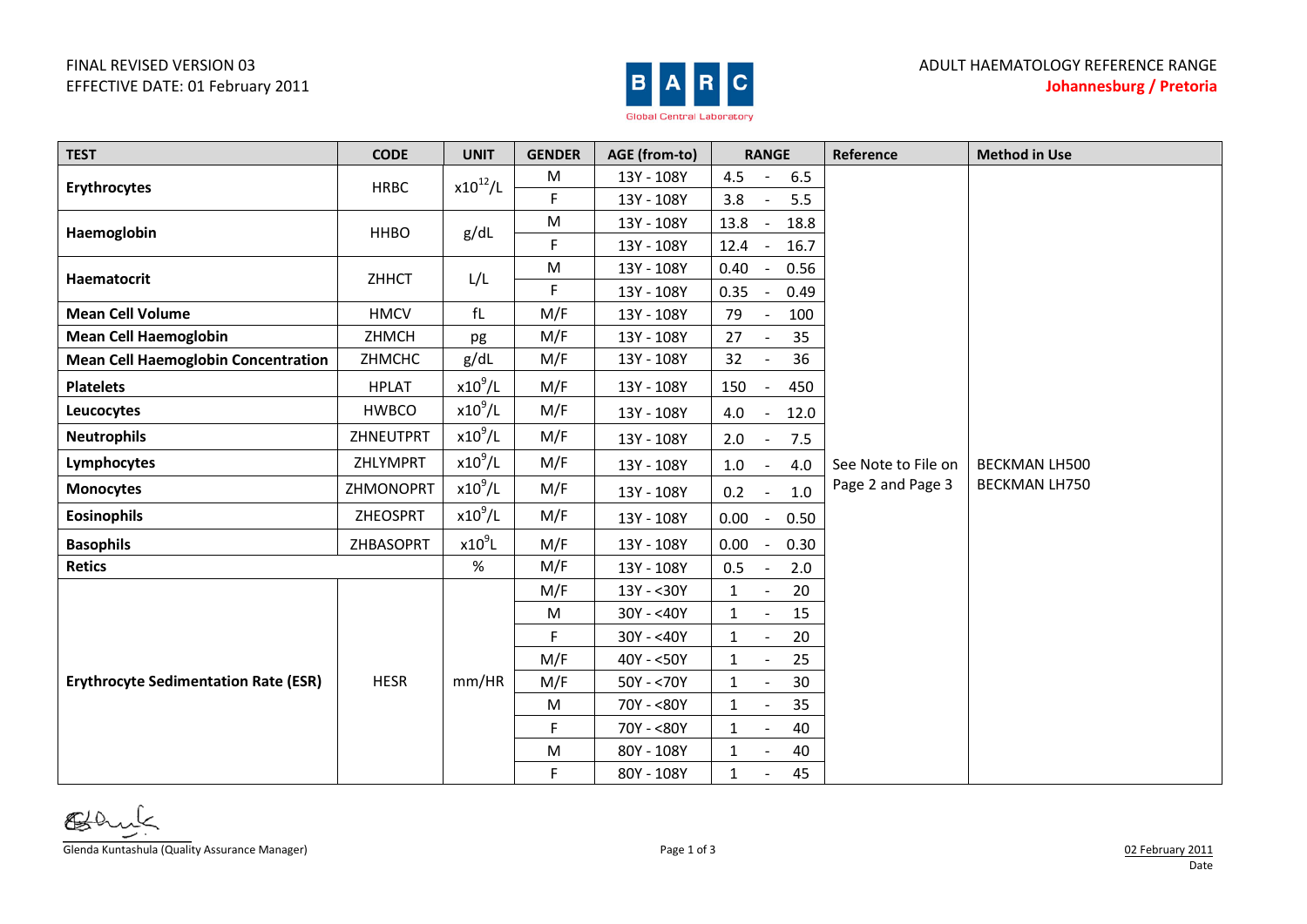FINAL REVISED VERSION 03
EFFECTIVE DATE: 01 February 2011

BARC
Global Central Laboratory

ADULT HAEMATOLOGY REFERENCE RANGE
**Johannesburg / Pretoria**

| TEST | CODE | UNIT | GENDER | AGE (from-to) | RANGE | Reference | Method in Use |
|---|---|---|---|---|---|---|---|
| **Erythrocytes** | HRBC | $x10^{12}/L$ | M | 13Y - 108Y | 4.5 - 6.5 | See Note to File on Page 2 and Page 3 | BECKMAN LH500 BECKMAN LH750 |
| | | | F | 13Y - 108Y | 3.8 - 5.5 | | |
| **Haemoglobin** | HHBO | g/dL | M | 13Y - 108Y | 13.8 - 18.8 | | |
| | | | F | 13Y - 108Y | 12.4 - 16.7 | | |
| **Haematocrit** | ZHHCT | L/L | M | 13Y - 108Y | 0.40 - 0.56 | | |
| | | | F | 13Y - 108Y | 0.35 - 0.49 | | |
| **Mean Cell Volume** | HMCV | fL | M/F | 13Y - 108Y | 79 - 100 | | |
| **Mean Cell Haemoglobin** | ZHMCH | pg | M/F | 13Y - 108Y | 27 - 35 | | |
| **Mean Cell Haemoglobin Concentration** | ZHMCHC | g/dL | M/F | 13Y - 108Y | 32 - 36 | | |
| **Platelets** | HPLAT | $x10^{9}/L$ | M/F | 13Y - 108Y | 150 - 450 | | |
| **Leucocytes** | HWBCO | $x10^{9}/L$ | M/F | 13Y - 108Y | 4.0 - 12.0 | | |
| **Neutrophils** | ZHNEUTPRT | $x10^{9}/L$ | M/F | 13Y - 108Y | 2.0 - 7.5 | | |
| **Lymphocytes** | ZHLYMPRT | $x10^{9}/L$ | M/F | 13Y - 108Y | 1.0 - 4.0 | | |
| **Monocytes** | ZHMONOPRT | $x10^{9}/L$ | M/F | 13Y - 108Y | 0.2 - 1.0 | | |
| **Eosinophils** | ZHEOSPRT | $x10^{9}/L$ | M/F | 13Y - 108Y | 0.00 - 0.50 | | |
| **Basophils** | ZHBASOPRT | $x10^{9}L$ | M/F | 13Y - 108Y | 0.00 - 0.30 | | |
| **Retics** | | % | M/F | 13Y - 108Y | 0.5 - 2.0 | | |
| **Erythrocyte Sedimentation Rate (ESR)** | HESR | mm/HR | M/F | 13Y - <30Y | 1 - 20 | | |
| | | | M | 30Y - <40Y | 1 - 15 | | |
| | | | F | 30Y - <40Y | 1 - 20 | | |
| | | | M/F | 40Y - <50Y | 1 - 25 | | |
| | | | M/F | 50Y - <70Y | 1 - 30 | | |
| | | | M | 70Y - <80Y | 1 - 35 | | |
| | | | F | 70Y - <80Y | 1 - 40 | | |
| | | | M | 80Y - 108Y | 1 - 40 | | |
| | | | F | 80Y - 108Y | 1 - 45 | | |

Glenda Kuntashula (Quality Assurance Manager)

02 February 2011
Date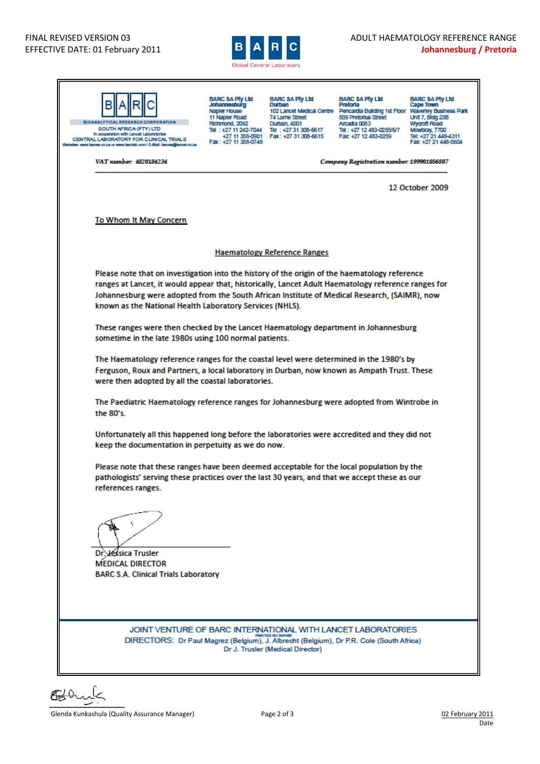FINAL REVISED VERSION 03
EFFECTIVE DATE: 01 February 2011

ADULT HAEMATOLOGY REFERENCE RANGE
**Johannesburg / Pretoria**

BARC
BIOANALYTICAL RESEARCH CORPORATION
SOUTH AFRICA (PTY) LTD
In cooperation with Lancet Laboratories
CENTRAL LABORATORY FOR CLINICAL TRIALS
Websites: www.barcsa.co.za or www.barclab.com / E-Mail: barcsa@lancet.co.za

| BARC SA Pty Ltd Johannesburg | BARC SA Pty Ltd Durban | BARC SA Pty Ltd Pretoria | BARC SA Pty Ltd Cape Town |
|---|---|---|---|
| Napier House | 102 Lancet Medical Centre | Pencardia Building 1st Floor | Waverley Business Park |
| 11 Napier Road | 74 Lorne Street | 509 Pretorius Street | Unit 7, Bldg 23B |
| Richmond, 2092 | Durban, 4001 | Arcadia 0083 | Wycroft Road |
| Tel : +27 11 242-7044 | Tel : +27 31 308-6617 | Tel : +27 12 483-0255/6/7 | Mowbray, 7700 |
| +27 11 358-0901 | Fax : +27 31 308-6615 | Fax +27 12 483-0259 | Tel: +27 21 448-4311 |
| Fax : +27 11 358-0748 | | | Fax +27 21 448-5604 |

*VAT number: 4820184234* *Company Registration number: 199901056807*

12 October 2009

To Whom It May Concern

## Haematology Reference Ranges

Please note that on investigation into the history of the origin of the haematology reference ranges at Lancet, it would appear that, historically, Lancet Adult Haematology reference ranges for Johannesburg were adopted from the South African Institute of Medical Research, (SAIMR), now known as the National Health Laboratory Services (NHLS).

These ranges were then checked by the Lancet Haematology department in Johannesburg sometime in the late 1980s using 100 normal patients.

The Haematology reference ranges for the coastal level were determined in the 1980's by Ferguson, Roux and Partners, a local laboratory in Durban, now known as Ampath Trust. These were then adopted by all the coastal laboratories.

The Paediatric Haematology reference ranges for Johannesburg were adopted from Wintrobe in the 80's.

Unfortunately all this happened long before the laboratories were accredited and they did not keep the documentation in perpetuity as we do now.

Please note that these ranges have been deemed acceptable for the local population by the pathologists' serving these practices over the last 30 years, and that we accept these as our references ranges.

Dr Jessica Trusler
MEDICAL DIRECTOR
BARC S.A. Clinical Trials Laboratory

JOINT VENTURE OF BARC INTERNATIONAL WITH LANCET LABORATORIES
PRACTICE NO: 5201365
DIRECTORS: Dr Paul Magrez (Belgium), J. Albrecht (Belgium), Dr P.R. Cole (South Africa)
Dr J. Trusler (Medical Director)

Glenda Kunkashula (Quality Assurance Manager)

02 February 2011
Date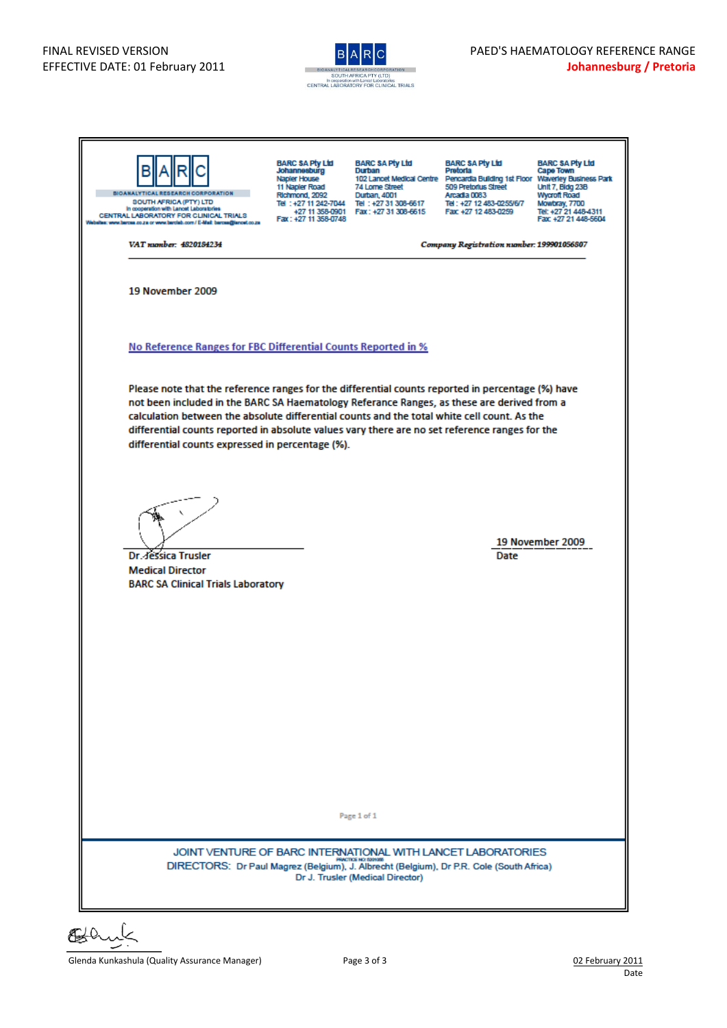BIOANALYTICAL RESEARCH CORPORATION
SOUTH AFRICA (PTY) LTD
In cooperation with Lancet Laboratories
CENTRAL LABORATORY FOR CLINICAL TRIALS
Website: www.barcsa.co.za or www.barclab.com / E-Mail: barcsa@lancet.co.za

**BARC SA Pty Ltd Johannesburg**
Napier House
11 Napier Road
Richmond, 2092
Tel : +27 11 242-7044
+27 11 358-0901
Fax : +27 11 358-0748

**BARC SA Pty Ltd Durban**
102 Lancet Medical Centre
74 Lorne Street
Durban, 4001
Tel : +27 31 308-6617
Fax : +27 31 308-6615

**BARC SA Pty Ltd Pretoria**
Pencardia Building 1st Floor
509 Pretorius Street
Arcadia 0083
Tel : +27 12 483-0255/6/7
Fax +27 12 483-0259

**BARC SA Pty Ltd Cape Town**
Waverley Business Park
Unit 7, Bldg 23B
Wycroft Road
Mowbray, 7700
Tel: +27 21 448-4311
Fax: +27 21 448-5604

*VAT number: 4820184234*

*Company Registration number: 199901056807*

19 November 2009

## No Reference Ranges for FBC Differential Counts Reported in %

Please note that the reference ranges for the differential counts reported in percentage (%) have not been included in the BARC SA Haematology Referance Ranges, as these are derived from a calculation between the absolute differential counts and the total white cell count. As the differential counts reported in absolute values vary there are no set reference ranges for the differential counts expressed in percentage (%).

Dr. Jessica Trusler
Medical Director
BARC SA Clinical Trials Laboratory

19 November 2009
Date

JOINT VENTURE OF BARC INTERNATIONAL WITH LANCET LABORATORIES
PRACTICE NO 5201000
DIRECTORS: Dr Paul Magrez (Belgium), J. Albrecht (Belgium), Dr P.R. Cole (South Africa)
Dr J. Trusler (Medical Director)

Glenda Kunkashula (Quality Assurance Manager)

02 February 2011
Date